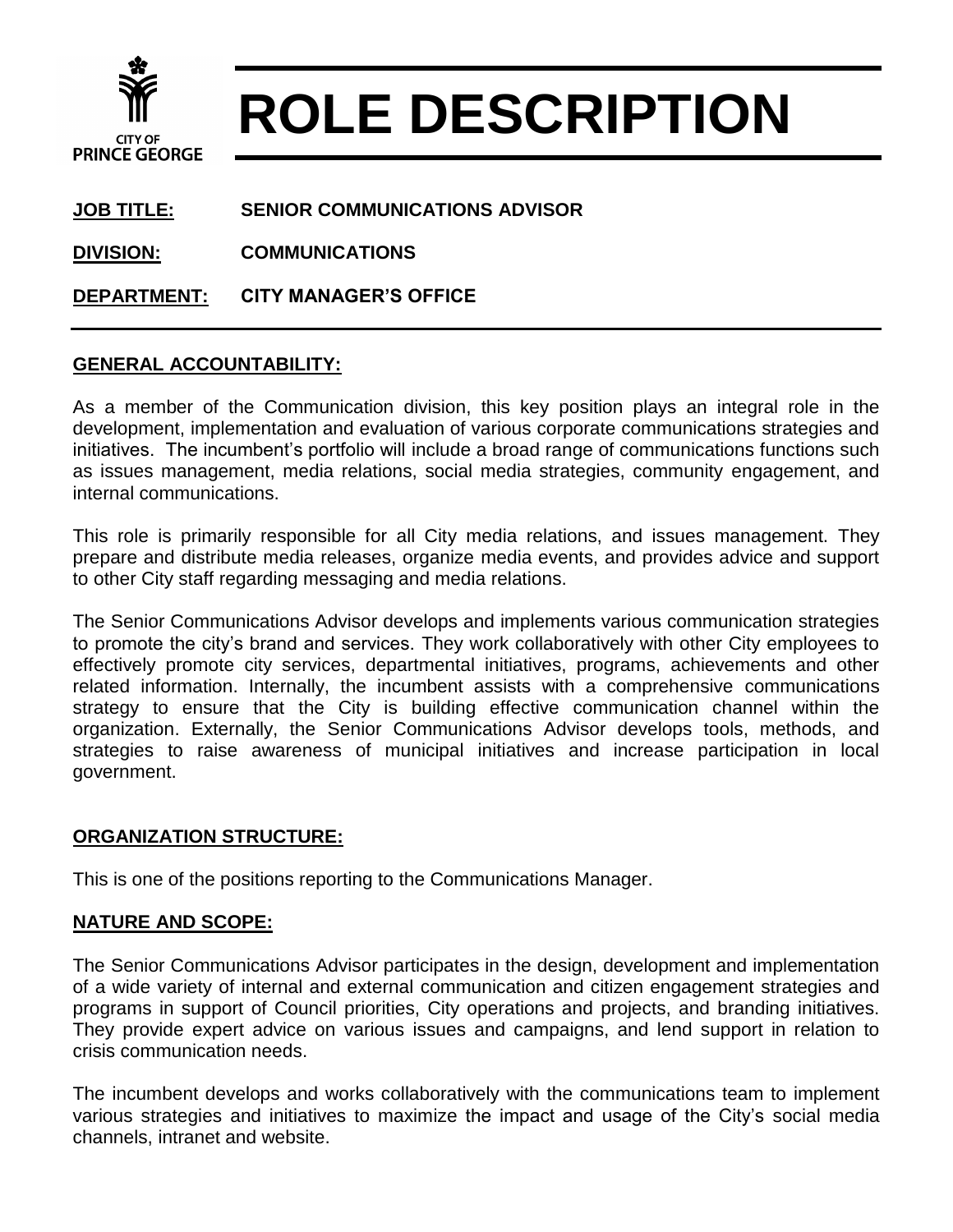CITY OF
PRINCE GEORGE

# ROLE DESCRIPTION

**JOB TITLE:** **SENIOR COMMUNICATIONS ADVISOR**

**DIVISION:** **COMMUNICATIONS**

**DEPARTMENT:** **CITY MANAGER'S OFFICE**

---

## GENERAL ACCOUNTABILITY:

As a member of the Communication division, this key position plays an integral role in the development, implementation and evaluation of various corporate communications strategies and initiatives. The incumbent's portfolio will include a broad range of communications functions such as issues management, media relations, social media strategies, community engagement, and internal communications.

This role is primarily responsible for all City media relations, and issues management. They prepare and distribute media releases, organize media events, and provides advice and support to other City staff regarding messaging and media relations.

The Senior Communications Advisor develops and implements various communication strategies to promote the city's brand and services. They work collaboratively with other City employees to effectively promote city services, departmental initiatives, programs, achievements and other related information. Internally, the incumbent assists with a comprehensive communications strategy to ensure that the City is building effective communication channel within the organization. Externally, the Senior Communications Advisor develops tools, methods, and strategies to raise awareness of municipal initiatives and increase participation in local government.

## ORGANIZATION STRUCTURE:

This is one of the positions reporting to the Communications Manager.

## NATURE AND SCOPE:

The Senior Communications Advisor participates in the design, development and implementation of a wide variety of internal and external communication and citizen engagement strategies and programs in support of Council priorities, City operations and projects, and branding initiatives. They provide expert advice on various issues and campaigns, and lend support in relation to crisis communication needs.

The incumbent develops and works collaboratively with the communications team to implement various strategies and initiatives to maximize the impact and usage of the City's social media channels, intranet and website.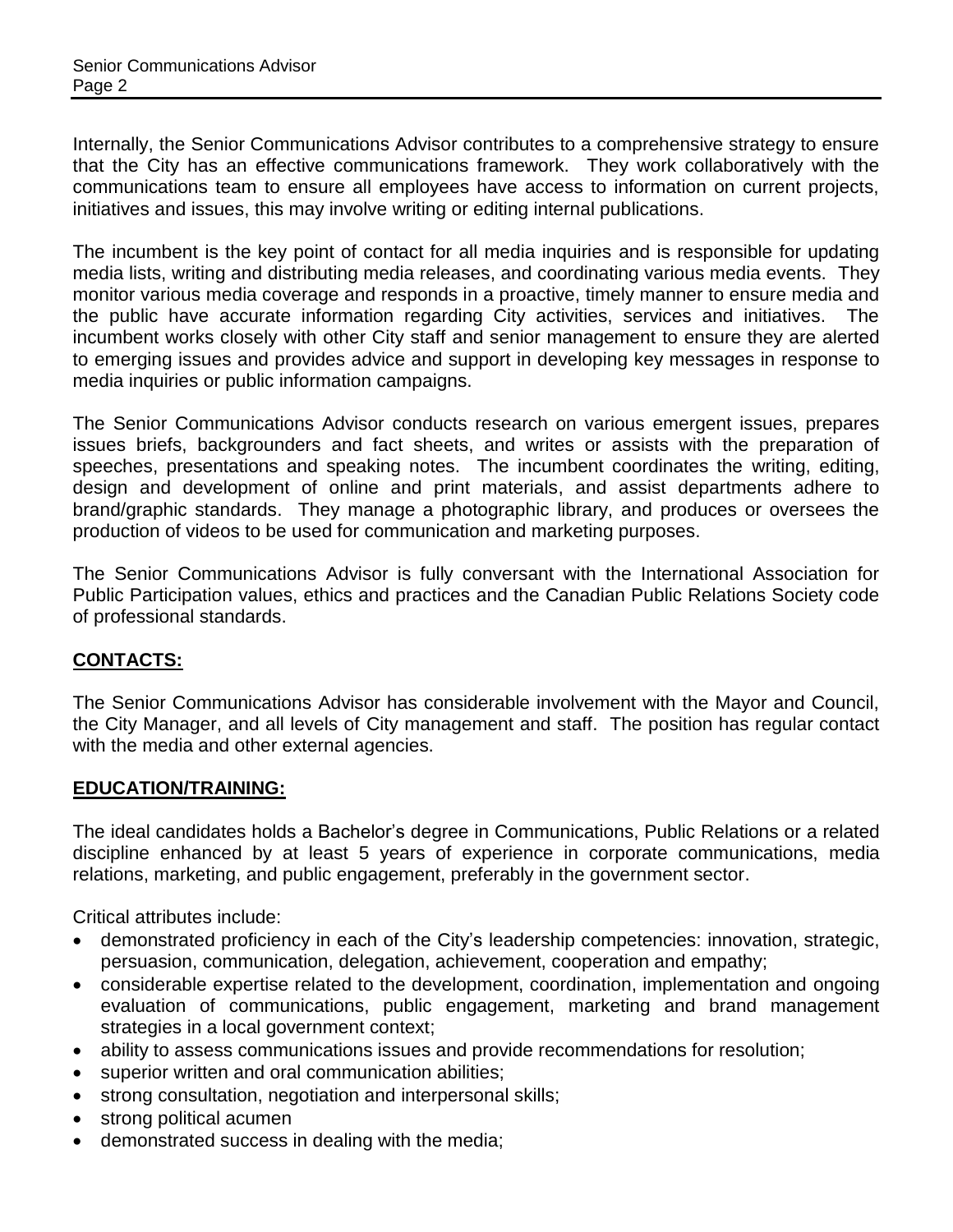Internally, the Senior Communications Advisor contributes to a comprehensive strategy to ensure that the City has an effective communications framework. They work collaboratively with the communications team to ensure all employees have access to information on current projects, initiatives and issues, this may involve writing or editing internal publications.

The incumbent is the key point of contact for all media inquiries and is responsible for updating media lists, writing and distributing media releases, and coordinating various media events. They monitor various media coverage and responds in a proactive, timely manner to ensure media and the public have accurate information regarding City activities, services and initiatives. The incumbent works closely with other City staff and senior management to ensure they are alerted to emerging issues and provides advice and support in developing key messages in response to media inquiries or public information campaigns.

The Senior Communications Advisor conducts research on various emergent issues, prepares issues briefs, backgrounders and fact sheets, and writes or assists with the preparation of speeches, presentations and speaking notes. The incumbent coordinates the writing, editing, design and development of online and print materials, and assist departments adhere to brand/graphic standards. They manage a photographic library, and produces or oversees the production of videos to be used for communication and marketing purposes.

The Senior Communications Advisor is fully conversant with the International Association for Public Participation values, ethics and practices and the Canadian Public Relations Society code of professional standards.

## CONTACTS:

The Senior Communications Advisor has considerable involvement with the Mayor and Council, the City Manager, and all levels of City management and staff. The position has regular contact with the media and other external agencies.

## EDUCATION/TRAINING:

The ideal candidates holds a Bachelor's degree in Communications, Public Relations or a related discipline enhanced by at least 5 years of experience in corporate communications, media relations, marketing, and public engagement, preferably in the government sector.

Critical attributes include:

- demonstrated proficiency in each of the City's leadership competencies: innovation, strategic, persuasion, communication, delegation, achievement, cooperation and empathy;
- considerable expertise related to the development, coordination, implementation and ongoing evaluation of communications, public engagement, marketing and brand management strategies in a local government context;
- ability to assess communications issues and provide recommendations for resolution;
- superior written and oral communication abilities;
- strong consultation, negotiation and interpersonal skills;
- strong political acumen
- demonstrated success in dealing with the media;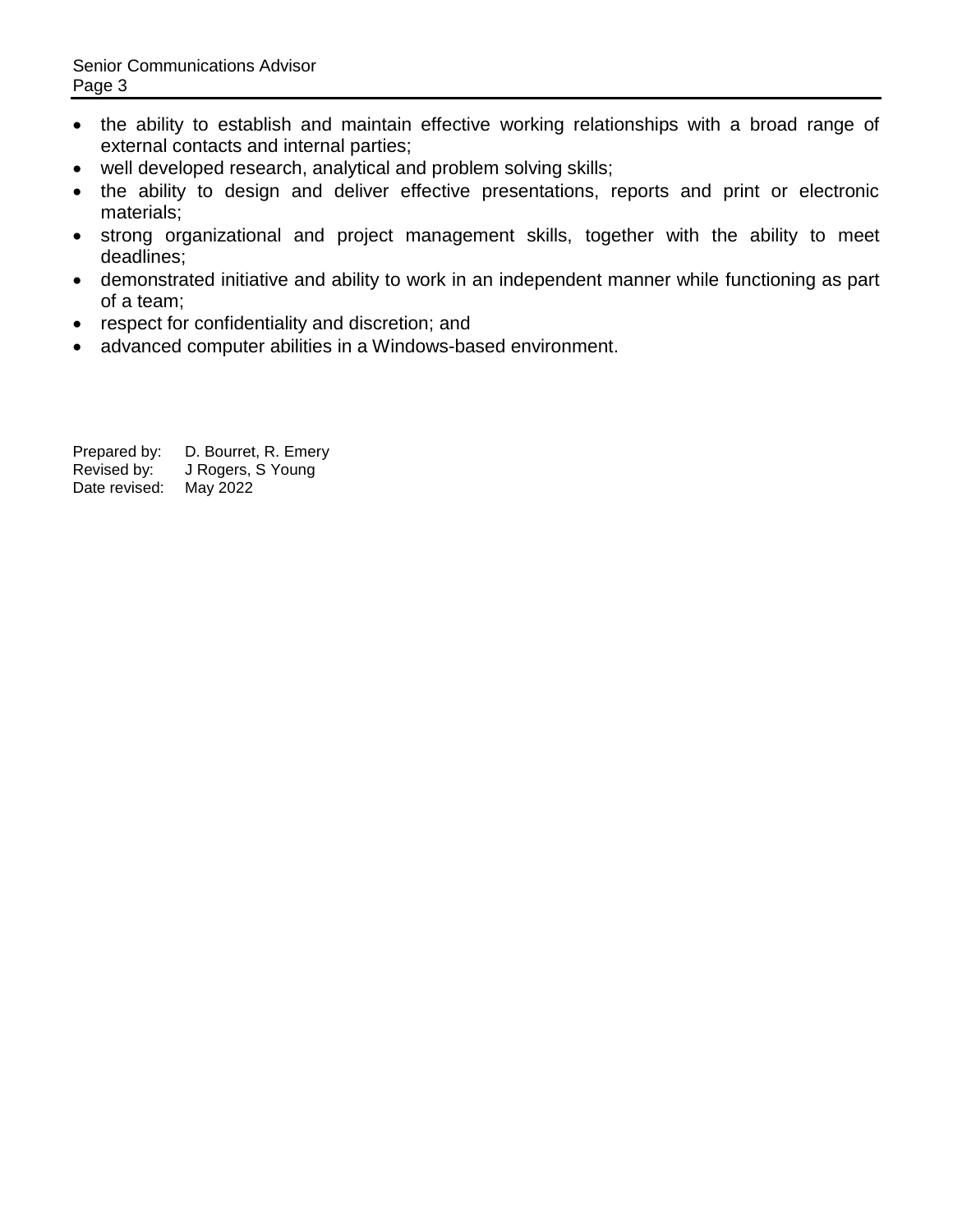- the ability to establish and maintain effective working relationships with a broad range of external contacts and internal parties;
- well developed research, analytical and problem solving skills;
- the ability to design and deliver effective presentations, reports and print or electronic materials;
- strong organizational and project management skills, together with the ability to meet deadlines;
- demonstrated initiative and ability to work in an independent manner while functioning as part of a team;
- respect for confidentiality and discretion; and
- advanced computer abilities in a Windows-based environment.

Prepared by: D. Bourret, R. Emery
Revised by: J Rogers, S Young
Date revised: May 2022